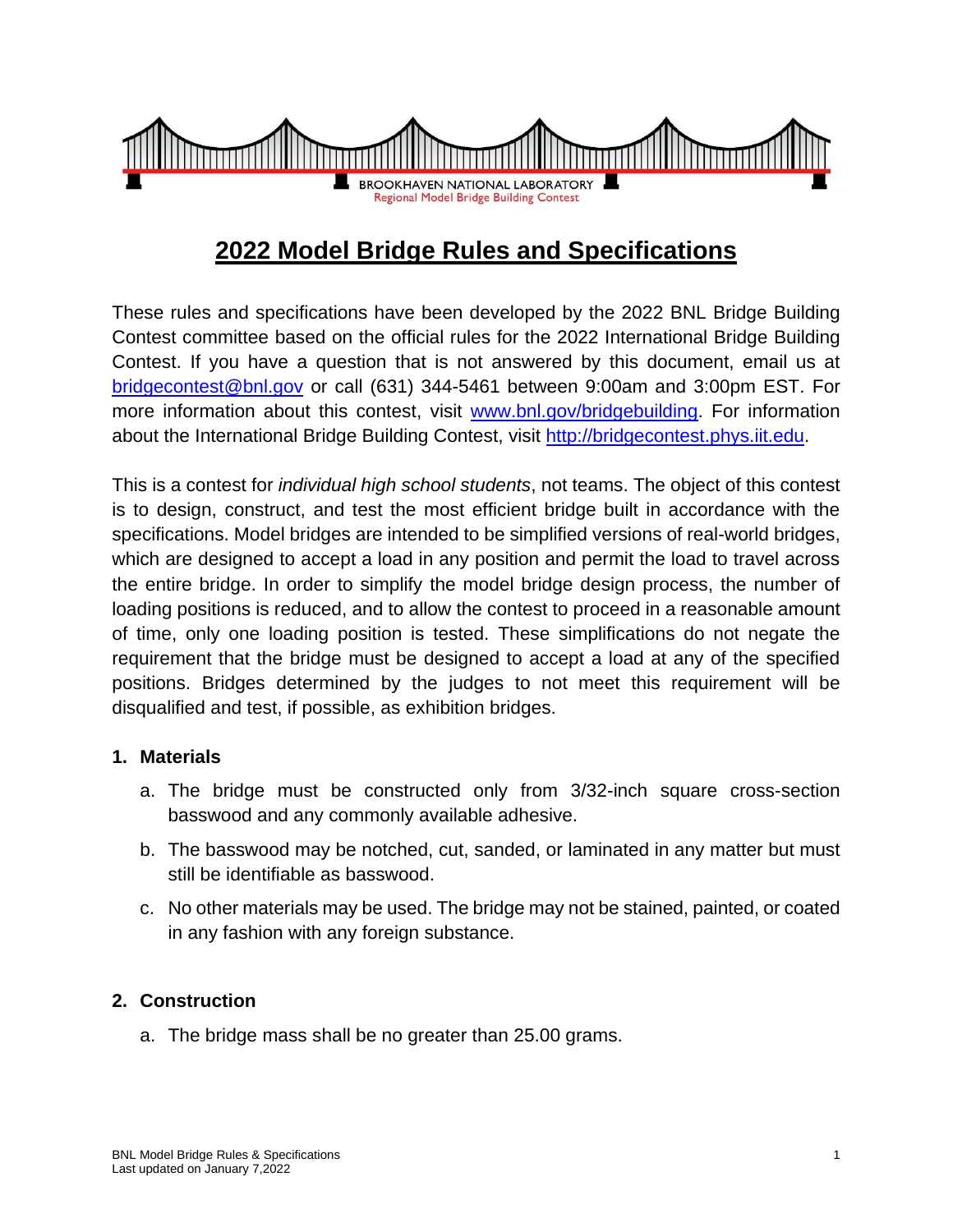BROOKHAVEN NATIONAL LABORATORY
Regional Model Bridge Building Contest

# 2022 Model Bridge Rules and Specifications

These rules and specifications have been developed by the 2022 BNL Bridge Building Contest committee based on the official rules for the 2022 International Bridge Building Contest. If you have a question that is not answered by this document, email us at [bridgecontest@bnl.gov](mailto:bridgecontest@bnl.gov) or call (631) 344-5461 between 9:00am and 3:00pm EST. For more information about this contest, visit [www.bnl.gov/bridgebuilding](http://www.bnl.gov/bridgebuilding). For information about the International Bridge Building Contest, visit [http://bridgecontest.phys.iit.edu](http://bridgecontest.phys.iit.edu).

This is a contest for *individual high school students*, not teams. The object of this contest is to design, construct, and test the most efficient bridge built in accordance with the specifications. Model bridges are intended to be simplified versions of real-world bridges, which are designed to accept a load in any position and permit the load to travel across the entire bridge. In order to simplify the model bridge design process, the number of loading positions is reduced, and to allow the contest to proceed in a reasonable amount of time, only one loading position is tested. These simplifications do not negate the requirement that the bridge must be designed to accept a load at any of the specified positions. Bridges determined by the judges to not meet this requirement will be disqualified and test, if possible, as exhibition bridges.

## 1. Materials

a. The bridge must be constructed only from 3/32-inch square cross-section basswood and any commonly available adhesive.

b. The basswood may be notched, cut, sanded, or laminated in any matter but must still be identifiable as basswood.

c. No other materials may be used. The bridge may not be stained, painted, or coated in any fashion with any foreign substance.

## 2. Construction

a. The bridge mass shall be no greater than 25.00 grams.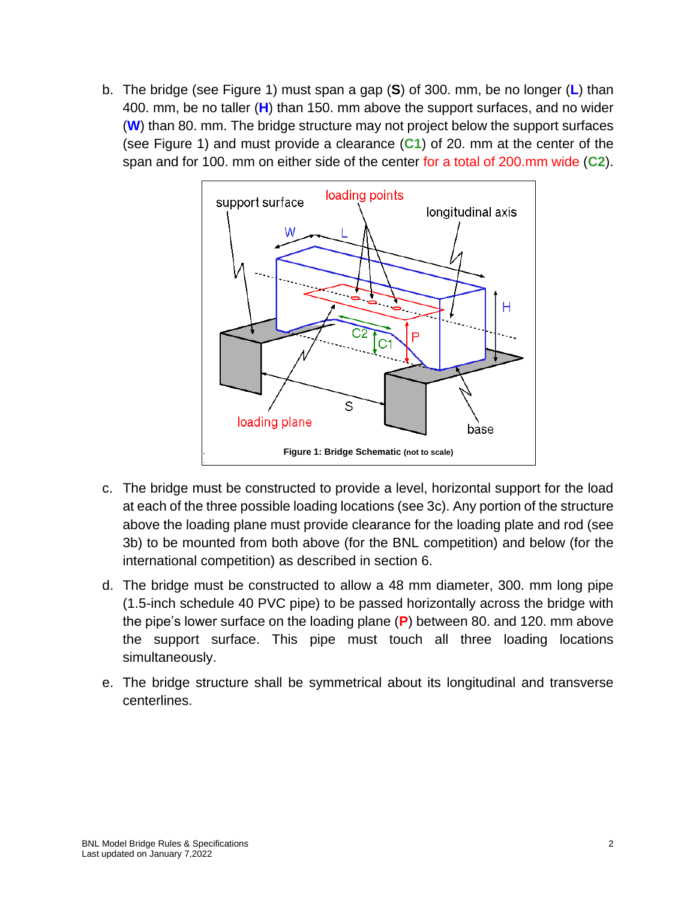b. The bridge (see Figure 1) must span a gap (**S**) of 300. mm, be no longer (**L**) than 400. mm, be no taller (**H**) than 150. mm above the support surfaces, and no wider (**W**) than 80. mm. The bridge structure may not project below the support surfaces (see Figure 1) and must provide a clearance (**C1**) of 20. mm at the center of the span and for 100. mm on either side of the center for a total of 200.mm wide (**C2**).

**Figure 1: Bridge Schematic** (not to scale)

c. The bridge must be constructed to provide a level, horizontal support for the load at each of the three possible loading locations (see 3c). Any portion of the structure above the loading plane must provide clearance for the loading plate and rod (see 3b) to be mounted from both above (for the BNL competition) and below (for the international competition) as described in section 6.

d. The bridge must be constructed to allow a 48 mm diameter, 300. mm long pipe (1.5-inch schedule 40 PVC pipe) to be passed horizontally across the bridge with the pipe's lower surface on the loading plane (**P**) between 80. and 120. mm above the support surface. This pipe must touch all three loading locations simultaneously.

e. The bridge structure shall be symmetrical about its longitudinal and transverse centerlines.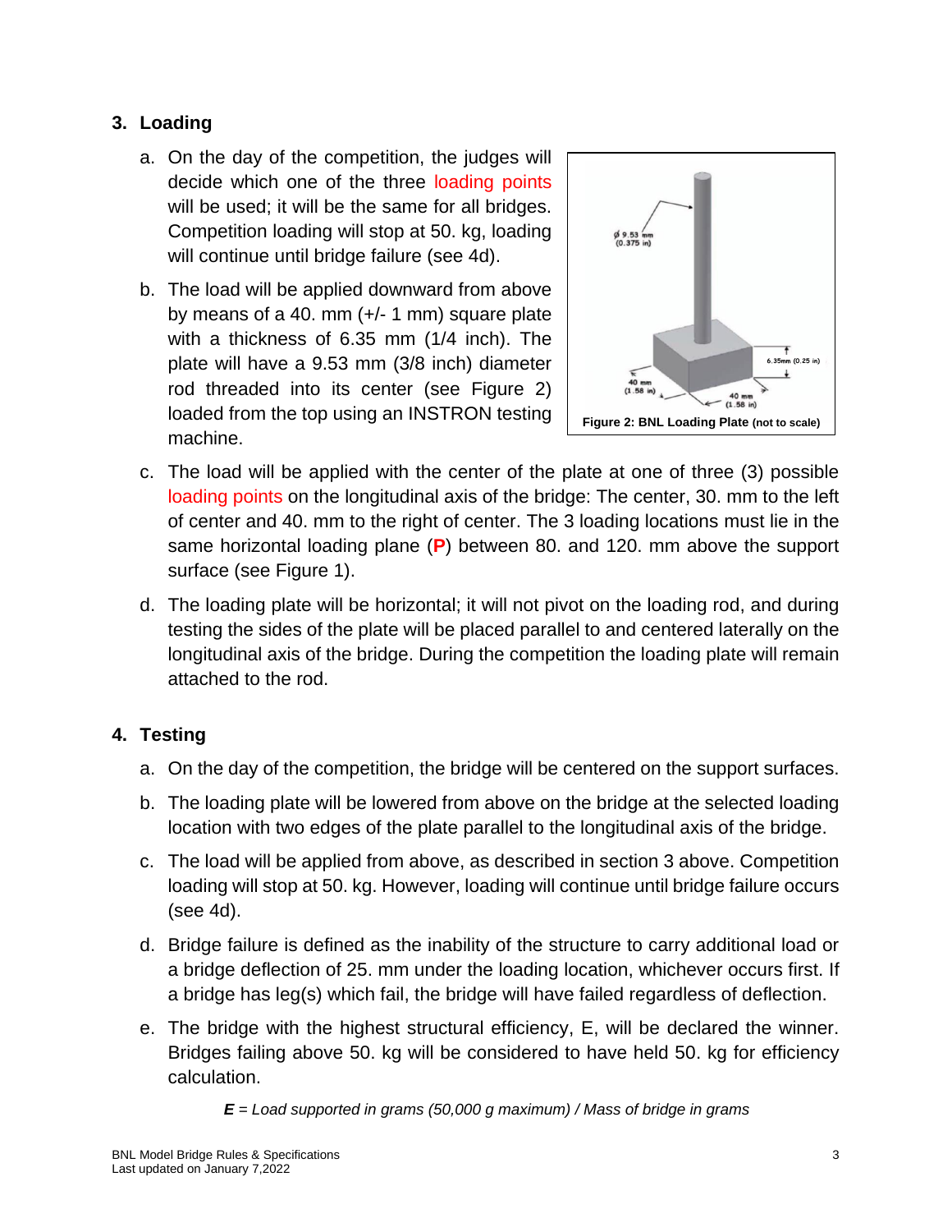## 3. Loading

a. On the day of the competition, the judges will decide which one of the three loading points will be used; it will be the same for all bridges. Competition loading will stop at 50. kg, loading will continue until bridge failure (see 4d).

b. The load will be applied downward from above by means of a 40. mm (+/- 1 mm) square plate with a thickness of 6.35 mm (1/4 inch). The plate will have a 9.53 mm (3/8 inch) diameter rod threaded into its center (see Figure 2) loaded from the top using an INSTRON testing machine.

**Figure 2: BNL Loading Plate** (not to scale)

c. The load will be applied with the center of the plate at one of three (3) possible loading points on the longitudinal axis of the bridge: The center, 30. mm to the left of center and 40. mm to the right of center. The 3 loading locations must lie in the same horizontal loading plane (**P**) between 80. and 120. mm above the support surface (see Figure 1).

d. The loading plate will be horizontal; it will not pivot on the loading rod, and during testing the sides of the plate will be placed parallel to and centered laterally on the longitudinal axis of the bridge. During the competition the loading plate will remain attached to the rod.

## 4. Testing

a. On the day of the competition, the bridge will be centered on the support surfaces.

b. The loading plate will be lowered from above on the bridge at the selected loading location with two edges of the plate parallel to the longitudinal axis of the bridge.

c. The load will be applied from above, as described in section 3 above. Competition loading will stop at 50. kg. However, loading will continue until bridge failure occurs (see 4d).

d. Bridge failure is defined as the inability of the structure to carry additional load or a bridge deflection of 25. mm under the loading location, whichever occurs first. If a bridge has leg(s) which fail, the bridge will have failed regardless of deflection.

e. The bridge with the highest structural efficiency, E, will be declared the winner. Bridges failing above 50. kg will be considered to have held 50. kg for efficiency calculation.

***E** = Load supported in grams (50,000 g maximum) / Mass of bridge in grams*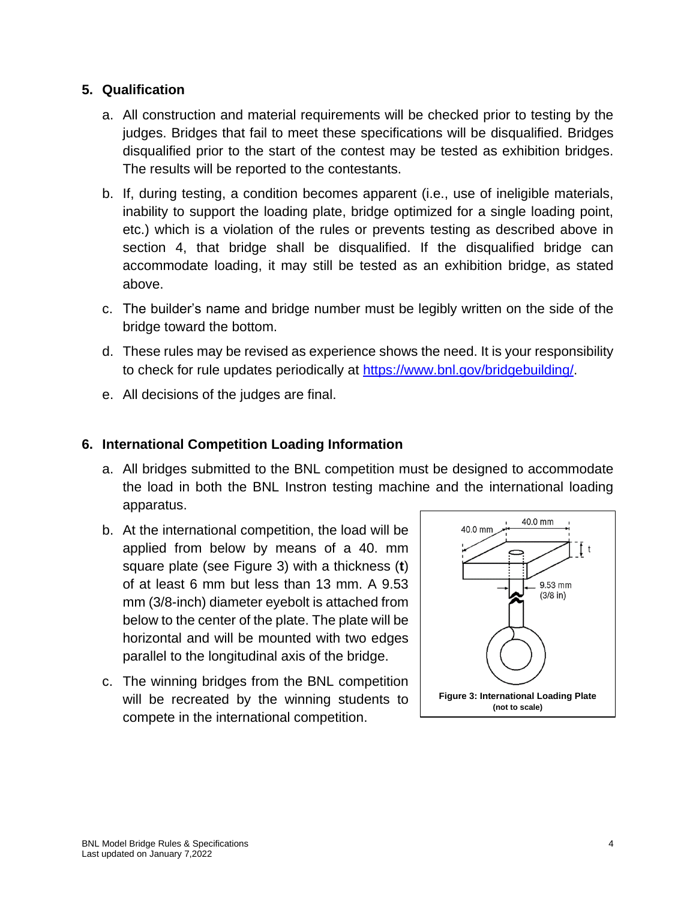## 5. Qualification

a. All construction and material requirements will be checked prior to testing by the judges. Bridges that fail to meet these specifications will be disqualified. Bridges disqualified prior to the start of the contest may be tested as exhibition bridges. The results will be reported to the contestants.

b. If, during testing, a condition becomes apparent (i.e., use of ineligible materials, inability to support the loading plate, bridge optimized for a single loading point, etc.) which is a violation of the rules or prevents testing as described above in section 4, that bridge shall be disqualified. If the disqualified bridge can accommodate loading, it may still be tested as an exhibition bridge, as stated above.

c. The builder's name and bridge number must be legibly written on the side of the bridge toward the bottom.

d. These rules may be revised as experience shows the need. It is your responsibility to check for rule updates periodically at [https://www.bnl.gov/bridgebuilding/](https://www.bnl.gov/bridgebuilding/).

e. All decisions of the judges are final.

## 6. International Competition Loading Information

a. All bridges submitted to the BNL competition must be designed to accommodate the load in both the BNL Instron testing machine and the international loading apparatus.

b. At the international competition, the load will be applied from below by means of a 40. mm square plate (see Figure 3) with a thickness (**t**) of at least 6 mm but less than 13 mm. A 9.53 mm (3/8-inch) diameter eyebolt is attached from below to the center of the plate. The plate will be horizontal and will be mounted with two edges parallel to the longitudinal axis of the bridge.

c. The winning bridges from the BNL competition will be recreated by the winning students to compete in the international competition.

40.0 mm
40.0 mm
t
9.53 mm
(3/8 in)

**Figure 3: International Loading Plate**
**(not to scale)**